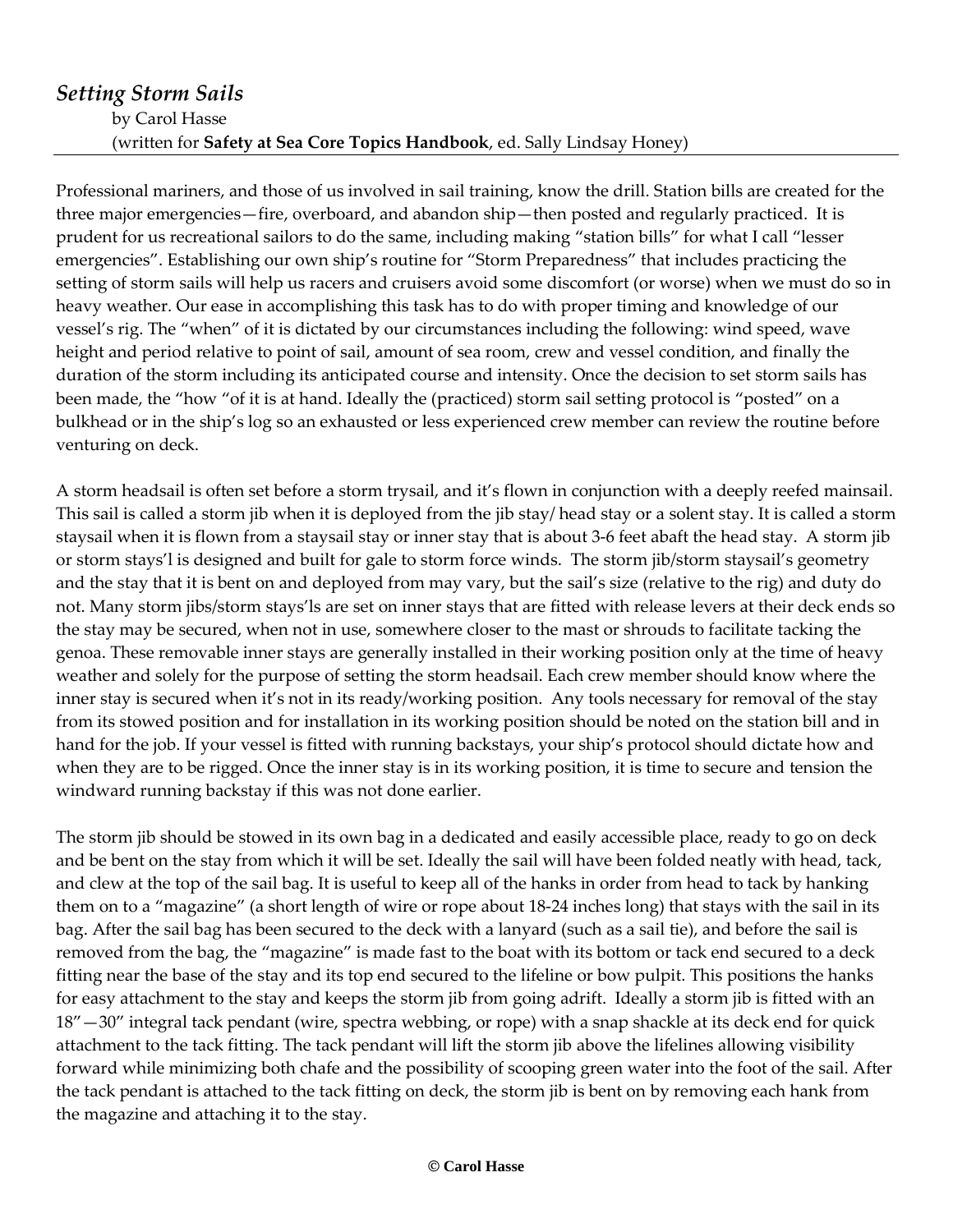## *Setting Storm Sails*

by Carol Hasse
(written for **Safety at Sea Core Topics Handbook**, ed. Sally Lindsay Honey)

---

Professional mariners, and those of us involved in sail training, know the drill. Station bills are created for the three major emergencies—fire, overboard, and abandon ship—then posted and regularly practiced. It is prudent for us recreational sailors to do the same, including making "station bills" for what I call "lesser emergencies". Establishing our own ship's routine for "Storm Preparedness" that includes practicing the setting of storm sails will help us racers and cruisers avoid some discomfort (or worse) when we must do so in heavy weather. Our ease in accomplishing this task has to do with proper timing and knowledge of our vessel's rig. The "when" of it is dictated by our circumstances including the following: wind speed, wave height and period relative to point of sail, amount of sea room, crew and vessel condition, and finally the duration of the storm including its anticipated course and intensity. Once the decision to set storm sails has been made, the "how "of it is at hand. Ideally the (practiced) storm sail setting protocol is "posted" on a bulkhead or in the ship's log so an exhausted or less experienced crew member can review the routine before venturing on deck.

A storm headsail is often set before a storm trysail, and it's flown in conjunction with a deeply reefed mainsail. This sail is called a storm jib when it is deployed from the jib stay/ head stay or a solent stay. It is called a storm staysail when it is flown from a staysail stay or inner stay that is about 3-6 feet abaft the head stay. A storm jib or storm stays'l is designed and built for gale to storm force winds. The storm jib/storm staysail's geometry and the stay that it is bent on and deployed from may vary, but the sail's size (relative to the rig) and duty do not. Many storm jibs/storm stays'ls are set on inner stays that are fitted with release levers at their deck ends so the stay may be secured, when not in use, somewhere closer to the mast or shrouds to facilitate tacking the genoa. These removable inner stays are generally installed in their working position only at the time of heavy weather and solely for the purpose of setting the storm headsail. Each crew member should know where the inner stay is secured when it's not in its ready/working position. Any tools necessary for removal of the stay from its stowed position and for installation in its working position should be noted on the station bill and in hand for the job. If your vessel is fitted with running backstays, your ship's protocol should dictate how and when they are to be rigged. Once the inner stay is in its working position, it is time to secure and tension the windward running backstay if this was not done earlier.

The storm jib should be stowed in its own bag in a dedicated and easily accessible place, ready to go on deck and be bent on the stay from which it will be set. Ideally the sail will have been folded neatly with head, tack, and clew at the top of the sail bag. It is useful to keep all of the hanks in order from head to tack by hanking them on to a "magazine" (a short length of wire or rope about 18-24 inches long) that stays with the sail in its bag. After the sail bag has been secured to the deck with a lanyard (such as a sail tie), and before the sail is removed from the bag, the "magazine" is made fast to the boat with its bottom or tack end secured to a deck fitting near the base of the stay and its top end secured to the lifeline or bow pulpit. This positions the hanks for easy attachment to the stay and keeps the storm jib from going adrift. Ideally a storm jib is fitted with an 18"—30" integral tack pendant (wire, spectra webbing, or rope) with a snap shackle at its deck end for quick attachment to the tack fitting. The tack pendant will lift the storm jib above the lifelines allowing visibility forward while minimizing both chafe and the possibility of scooping green water into the foot of the sail. After the tack pendant is attached to the tack fitting on deck, the storm jib is bent on by removing each hank from the magazine and attaching it to the stay.

**© Carol Hasse**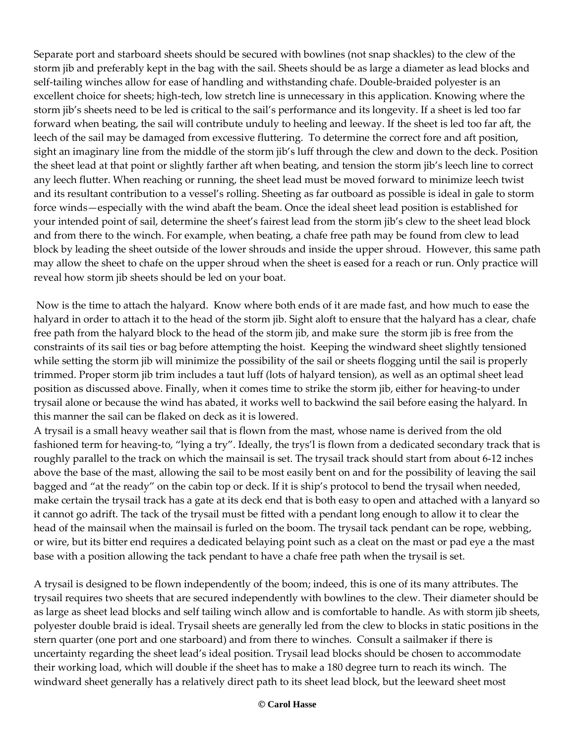Separate port and starboard sheets should be secured with bowlines (not snap shackles) to the clew of the storm jib and preferably kept in the bag with the sail. Sheets should be as large a diameter as lead blocks and self-tailing winches allow for ease of handling and withstanding chafe. Double-braided polyester is an excellent choice for sheets; high-tech, low stretch line is unnecessary in this application. Knowing where the storm jib's sheets need to be led is critical to the sail's performance and its longevity. If a sheet is led too far forward when beating, the sail will contribute unduly to heeling and leeway. If the sheet is led too far aft, the leech of the sail may be damaged from excessive fluttering. To determine the correct fore and aft position, sight an imaginary line from the middle of the storm jib's luff through the clew and down to the deck. Position the sheet lead at that point or slightly farther aft when beating, and tension the storm jib's leech line to correct any leech flutter. When reaching or running, the sheet lead must be moved forward to minimize leech twist and its resultant contribution to a vessel's rolling. Sheeting as far outboard as possible is ideal in gale to storm force winds—especially with the wind abaft the beam. Once the ideal sheet lead position is established for your intended point of sail, determine the sheet's fairest lead from the storm jib's clew to the sheet lead block and from there to the winch. For example, when beating, a chafe free path may be found from clew to lead block by leading the sheet outside of the lower shrouds and inside the upper shroud. However, this same path may allow the sheet to chafe on the upper shroud when the sheet is eased for a reach or run. Only practice will reveal how storm jib sheets should be led on your boat.

Now is the time to attach the halyard. Know where both ends of it are made fast, and how much to ease the halyard in order to attach it to the head of the storm jib. Sight aloft to ensure that the halyard has a clear, chafe free path from the halyard block to the head of the storm jib, and make sure the storm jib is free from the constraints of its sail ties or bag before attempting the hoist. Keeping the windward sheet slightly tensioned while setting the storm jib will minimize the possibility of the sail or sheets flogging until the sail is properly trimmed. Proper storm jib trim includes a taut luff (lots of halyard tension), as well as an optimal sheet lead position as discussed above. Finally, when it comes time to strike the storm jib, either for heaving-to under trysail alone or because the wind has abated, it works well to backwind the sail before easing the halyard. In this manner the sail can be flaked on deck as it is lowered.

A trysail is a small heavy weather sail that is flown from the mast, whose name is derived from the old fashioned term for heaving-to, "lying a try". Ideally, the trys'l is flown from a dedicated secondary track that is roughly parallel to the track on which the mainsail is set. The trysail track should start from about 6-12 inches above the base of the mast, allowing the sail to be most easily bent on and for the possibility of leaving the sail bagged and "at the ready" on the cabin top or deck. If it is ship's protocol to bend the trysail when needed, make certain the trysail track has a gate at its deck end that is both easy to open and attached with a lanyard so it cannot go adrift. The tack of the trysail must be fitted with a pendant long enough to allow it to clear the head of the mainsail when the mainsail is furled on the boom. The trysail tack pendant can be rope, webbing, or wire, but its bitter end requires a dedicated belaying point such as a cleat on the mast or pad eye a the mast base with a position allowing the tack pendant to have a chafe free path when the trysail is set.

A trysail is designed to be flown independently of the boom; indeed, this is one of its many attributes. The trysail requires two sheets that are secured independently with bowlines to the clew. Their diameter should be as large as sheet lead blocks and self tailing winch allow and is comfortable to handle. As with storm jib sheets, polyester double braid is ideal. Trysail sheets are generally led from the clew to blocks in static positions in the stern quarter (one port and one starboard) and from there to winches. Consult a sailmaker if there is uncertainty regarding the sheet lead's ideal position. Trysail lead blocks should be chosen to accommodate their working load, which will double if the sheet has to make a 180 degree turn to reach its winch. The windward sheet generally has a relatively direct path to its sheet lead block, but the leeward sheet most

**© Carol Hasse**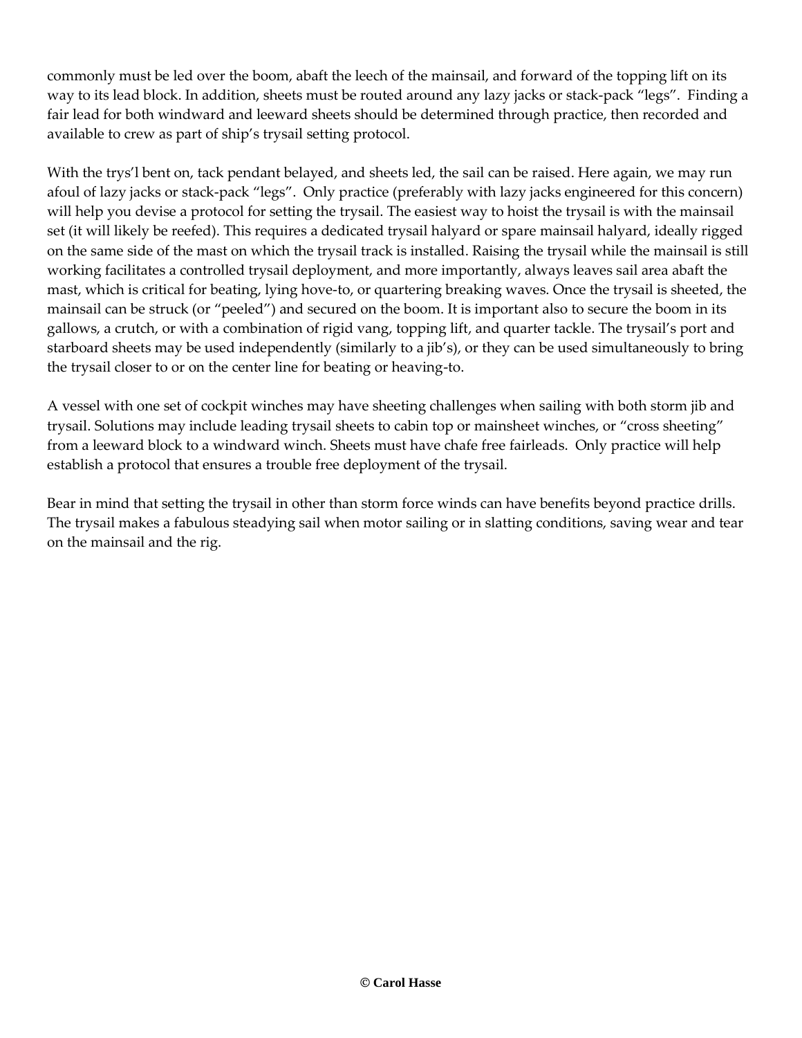commonly must be led over the boom, abaft the leech of the mainsail, and forward of the topping lift on its way to its lead block. In addition, sheets must be routed around any lazy jacks or stack-pack "legs". Finding a fair lead for both windward and leeward sheets should be determined through practice, then recorded and available to crew as part of ship's trysail setting protocol.

With the trys'l bent on, tack pendant belayed, and sheets led, the sail can be raised. Here again, we may run afoul of lazy jacks or stack-pack "legs". Only practice (preferably with lazy jacks engineered for this concern) will help you devise a protocol for setting the trysail. The easiest way to hoist the trysail is with the mainsail set (it will likely be reefed). This requires a dedicated trysail halyard or spare mainsail halyard, ideally rigged on the same side of the mast on which the trysail track is installed. Raising the trysail while the mainsail is still working facilitates a controlled trysail deployment, and more importantly, always leaves sail area abaft the mast, which is critical for beating, lying hove-to, or quartering breaking waves. Once the trysail is sheeted, the mainsail can be struck (or "peeled") and secured on the boom. It is important also to secure the boom in its gallows, a crutch, or with a combination of rigid vang, topping lift, and quarter tackle. The trysail's port and starboard sheets may be used independently (similarly to a jib's), or they can be used simultaneously to bring the trysail closer to or on the center line for beating or heaving-to.

A vessel with one set of cockpit winches may have sheeting challenges when sailing with both storm jib and trysail. Solutions may include leading trysail sheets to cabin top or mainsheet winches, or "cross sheeting" from a leeward block to a windward winch. Sheets must have chafe free fairleads. Only practice will help establish a protocol that ensures a trouble free deployment of the trysail.

Bear in mind that setting the trysail in other than storm force winds can have benefits beyond practice drills. The trysail makes a fabulous steadying sail when motor sailing or in slatting conditions, saving wear and tear on the mainsail and the rig.

**© Carol Hasse**